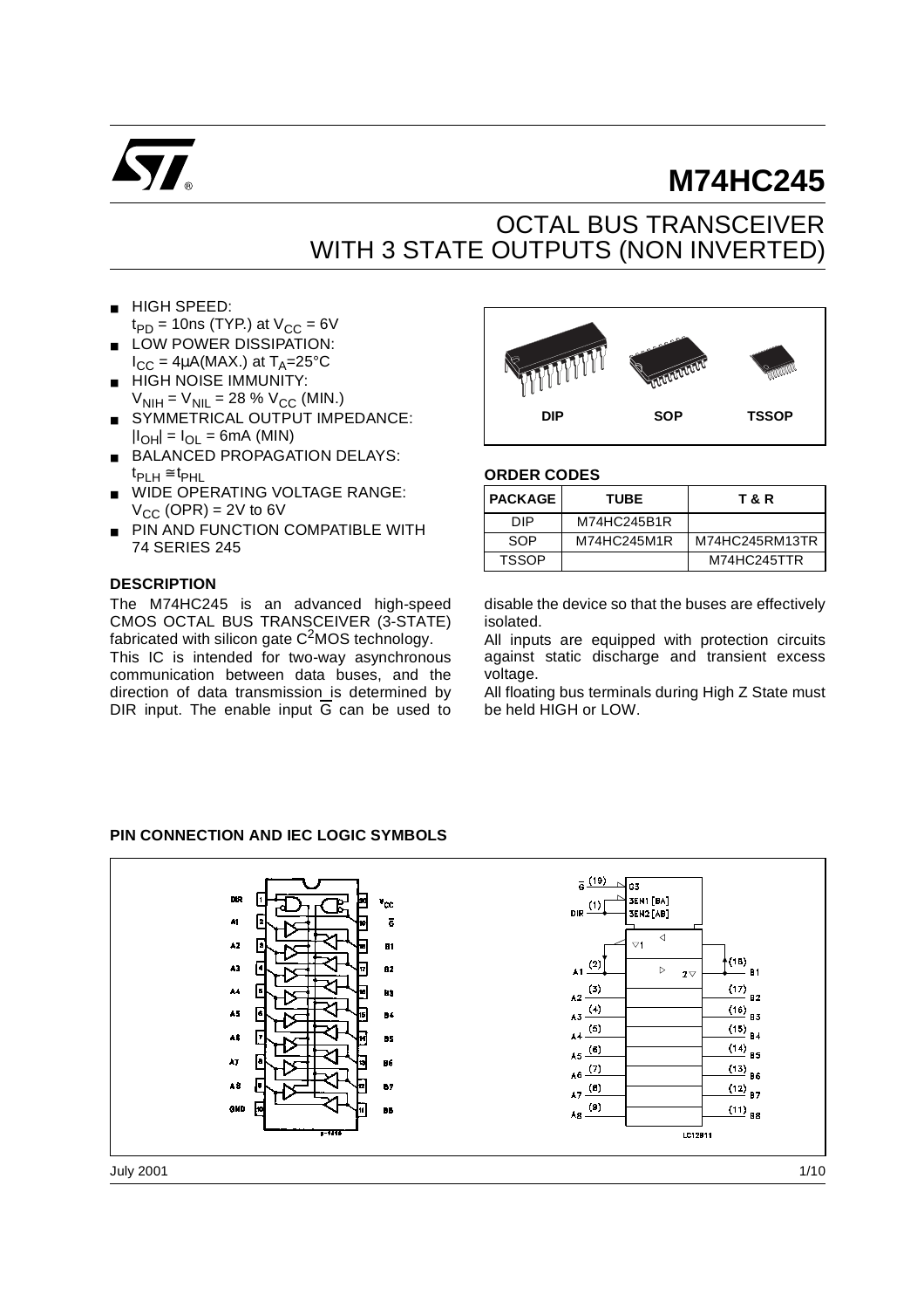# M74HC245

## OCTAL BUS TRANSCEIVER WITH 3 STATE OUTPUTS (NON INVERTED)

- HIGH SPEED: $t_{PD}$ = 10ns (TYP.) at $V_{CC}$ = 6V
- LOW POWER DISSIPATION: $I_{CC}$ = 4µA(MAX.) at $T_A$=25°C
- HIGH NOISE IMMUNITY: $V_{NIH} = V_{NIL}$ = 28 % $V_{CC}$ (MIN.)
- SYMMETRICAL OUTPUT IMPEDANCE: $|I_{OH}| = I_{OL}$ = 6mA (MIN)
- BALANCED PROPAGATION DELAYS: $t_{PLH} \cong t_{PHL}$
- WIDE OPERATING VOLTAGE RANGE: $V_{CC}$ (OPR) = 2V to 6V
- PIN AND FUNCTION COMPATIBLE WITH 74 SERIES 245

DIP SOP TSSOP

### ORDER CODES

| PACKAGE | TUBE | T & R |
|---|---|---|
| DIP | M74HC245B1R | |
| SOP | M74HC245M1R | M74HC245RM13TR |
| TSSOP | | M74HC245TTR |

### DESCRIPTION

The M74HC245 is an advanced high-speed CMOS OCTAL BUS TRANSCEIVER (3-STATE) fabricated with silicon gate $C^2$MOS technology.

This IC is intended for two-way asynchronous communication between data buses, and the direction of data transmission is determined by DIR input. The enable input $\overline{G}$ can be used to disable the device so that the buses are effectively isolated.

All inputs are equipped with protection circuits against static discharge and transient excess voltage.

All floating bus terminals during High Z State must be held HIGH or LOW.

### PIN CONNECTION AND IEC LOGIC SYMBOLS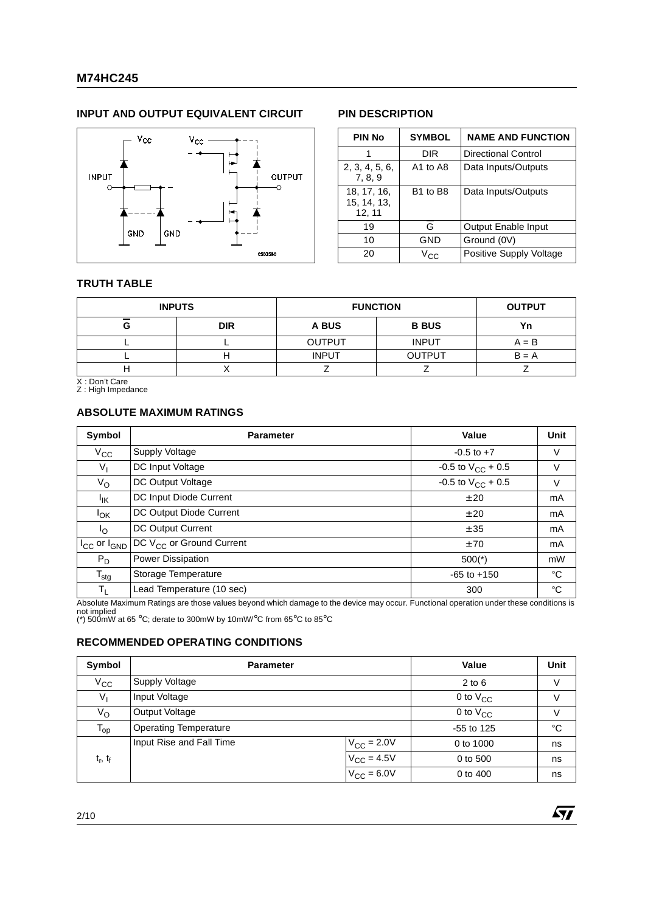## INPUT AND OUTPUT EQUIVALENT CIRCUIT

## PIN DESCRIPTION

| PIN No | SYMBOL | NAME AND FUNCTION |
|---|---|---|
| 1 | DIR | Directional Control |
| 2, 3, 4, 5, 6, 7, 8, 9 | A1 to A8 | Data Inputs/Outputs |
| 18, 17, 16, 15, 14, 13, 12, 11 | B1 to B8 | Data Inputs/Outputs |
| 19 | $\overline{G}$ | Output Enable Input |
| 10 | GND | Ground (0V) |
| 20 | $V_{CC}$ | Positive Supply Voltage |

## TRUTH TABLE

| INPUTS | | FUNCTION | | OUTPUT |
|---|---|---|---|---|
| $\overline{G}$ | DIR | A BUS | B BUS | Yn |
| L | L | OUTPUT | INPUT | A = B |
| L | H | INPUT | OUTPUT | B = A |
| H | X | Z | Z | Z |

X : Don't Care
Z : High Impedance

## ABSOLUTE MAXIMUM RATINGS

| Symbol | Parameter | Value | Unit |
|---|---|---|---|
| $V_{CC}$ | Supply Voltage | -0.5 to +7 | V |
| $V_I$ | DC Input Voltage | -0.5 to $V_{CC}$ + 0.5 | V |
| $V_O$ | DC Output Voltage | -0.5 to $V_{CC}$ + 0.5 | V |
| $I_{IK}$ | DC Input Diode Current | ± 20 | mA |
| $I_{OK}$ | DC Output Diode Current | ± 20 | mA |
| $I_O$ | DC Output Current | ± 35 | mA |
| $I_{CC}$ or $I_{GND}$ | DC $V_{CC}$ or Ground Current | ± 70 | mA |
| $P_D$ | Power Dissipation | 500(*) | mW |
| $T_{stg}$ | Storage Temperature | -65 to +150 | °C |
| $T_L$ | Lead Temperature (10 sec) | 300 | °C |

Absolute Maximum Ratings are those values beyond which damage to the device may occur. Functional operation under these conditions is not implied
(*) 500mW at 65 °C; derate to 300mW by 10mW/°C from 65°C to 85°C

## RECOMMENDED OPERATING CONDITIONS

| Symbol | Parameter | | Value | Unit |
|---|---|---|---|---|
| $V_{CC}$ | Supply Voltage | | 2 to 6 | V |
| $V_I$ | Input Voltage | | 0 to $V_{CC}$ | V |
| $V_O$ | Output Voltage | | 0 to $V_{CC}$ | V |
| $T_{op}$ | Operating Temperature | | -55 to 125 | °C |
| $t_r$, $t_f$ | Input Rise and Fall Time | $V_{CC}$ = 2.0V | 0 to 1000 | ns |
| | | $V_{CC}$ = 4.5V | 0 to 500 | ns |
| | | $V_{CC}$ = 6.0V | 0 to 400 | ns |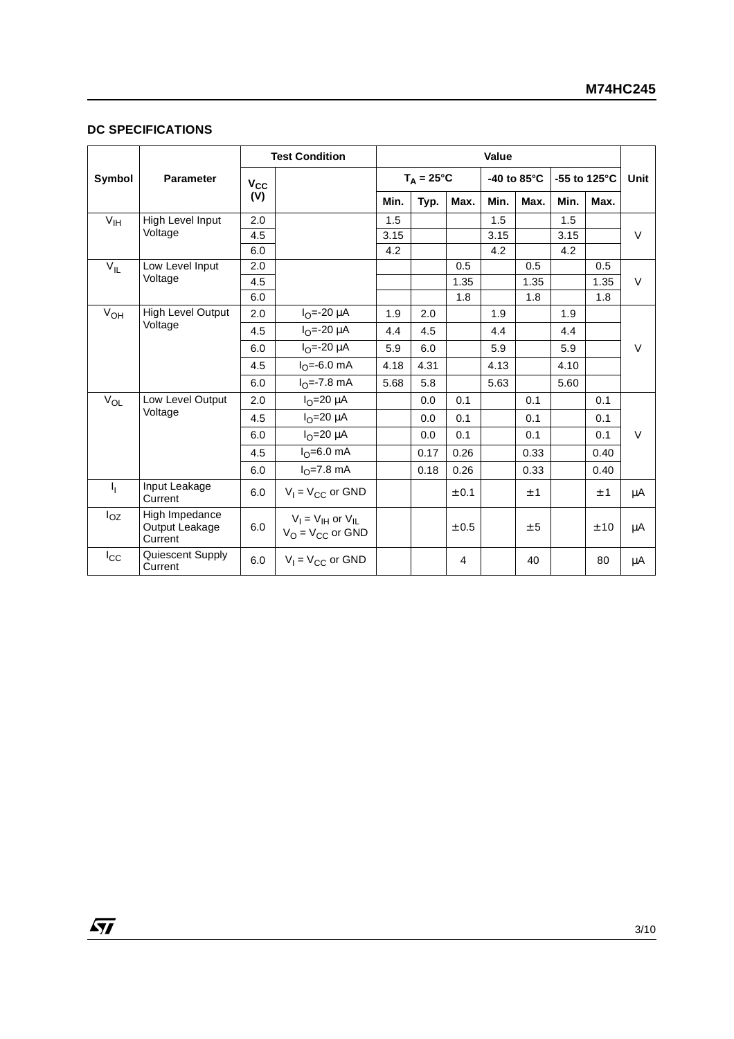## DC SPECIFICATIONS

| Symbol | Parameter | Test Condition | | Value | | | | | | | Unit |
|---|---|---|---|---|---|---|---|---|---|---|---|
| | | $V_{CC}$ (V) | | $T_A$ = 25°C | | | -40 to 85°C | | -55 to 125°C | | |
| | | | | Min. | Typ. | Max. | Min. | Max. | Min. | Max. | |
| $V_{IH}$ | High Level Input Voltage | 2.0 | | 1.5 | | | 1.5 | | 1.5 | | V |
| | | 4.5 | | 3.15 | | | 3.15 | | 3.15 | | |
| | | 6.0 | | 4.2 | | | 4.2 | | 4.2 | | |
| $V_{IL}$ | Low Level Input Voltage | 2.0 | | | | 0.5 | | 0.5 | | 0.5 | V |
| | | 4.5 | | | | 1.35 | | 1.35 | | 1.35 | |
| | | 6.0 | | | | 1.8 | | 1.8 | | 1.8 | |
| $V_{OH}$ | High Level Output Voltage | 2.0 | $I_O$=-20 µA | 1.9 | 2.0 | | 1.9 | | 1.9 | | V |
| | | 4.5 | $I_O$=-20 µA | 4.4 | 4.5 | | 4.4 | | 4.4 | | |
| | | 6.0 | $I_O$=-20 µA | 5.9 | 6.0 | | 5.9 | | 5.9 | | |
| | | 4.5 | $I_O$=-6.0 mA | 4.18 | 4.31 | | 4.13 | | 4.10 | | |
| | | 6.0 | $I_O$=-7.8 mA | 5.68 | 5.8 | | 5.63 | | 5.60 | | |
| $V_{OL}$ | Low Level Output Voltage | 2.0 | $I_O$=20 µA | | 0.0 | 0.1 | | 0.1 | | 0.1 | V |
| | | 4.5 | $I_O$=20 µA | | 0.0 | 0.1 | | 0.1 | | 0.1 | |
| | | 6.0 | $I_O$=20 µA | | 0.0 | 0.1 | | 0.1 | | 0.1 | |
| | | 4.5 | $I_O$=6.0 mA | | 0.17 | 0.26 | | 0.33 | | 0.40 | |
| | | 6.0 | $I_O$=7.8 mA | | 0.18 | 0.26 | | 0.33 | | 0.40 | |
| $I_I$ | Input Leakage Current | 6.0 | $V_I = V_{CC}$ or GND | | | ± 0.1 | | ± 1 | | ± 1 | µA |
| $I_{OZ}$ | High Impedance Output Leakage Current | 6.0 | $V_I = V_{IH}$ or $V_{IL}$ $V_O = V_{CC}$ or GND | | | ± 0.5 | | ± 5 | | ± 10 | µA |
| $I_{CC}$ | Quiescent Supply Current | 6.0 | $V_I = V_{CC}$ or GND | | | 4 | | 40 | | 80 | µA |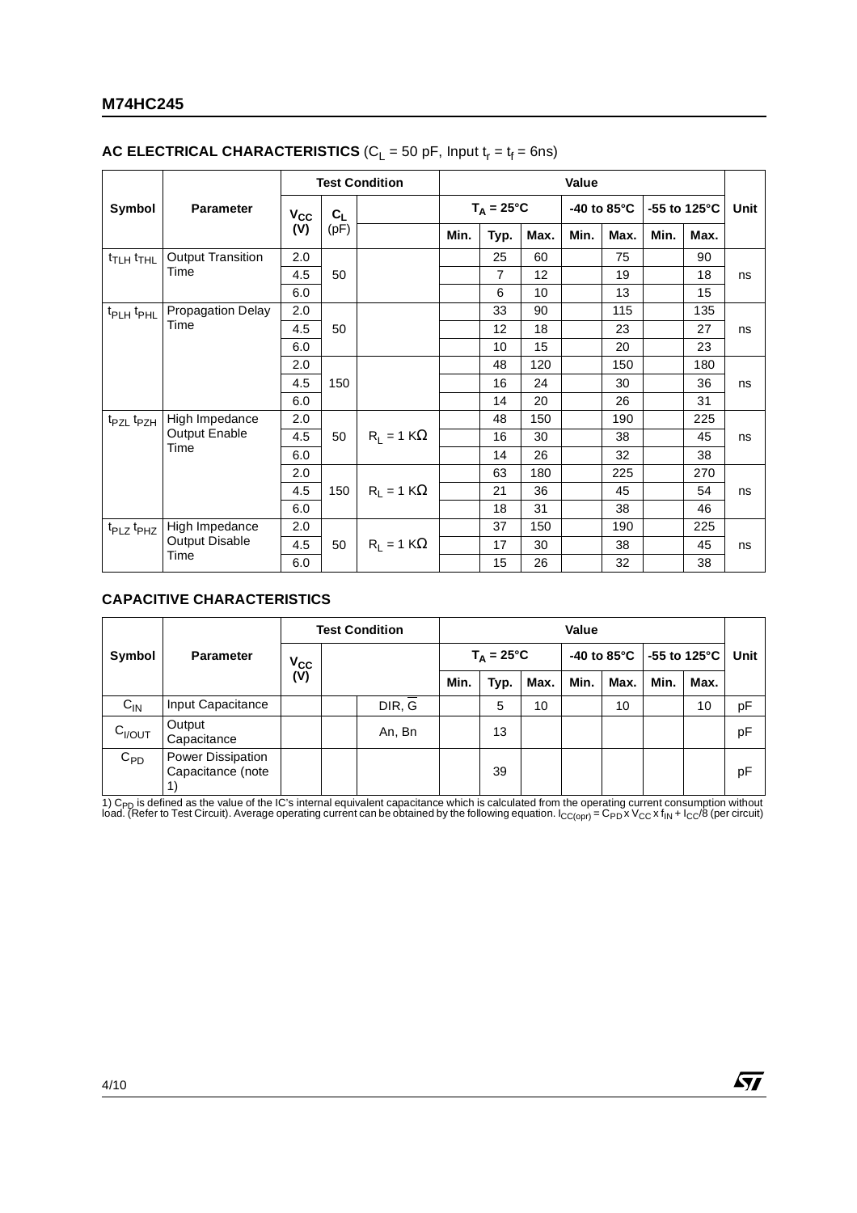## AC ELECTRICAL CHARACTERISTICS ($C_L$ = 50 pF, Input $t_r = t_f$ = 6ns)

| Symbol | Parameter | Test Condition | | | Value | | | | | | | Unit |
|---|---|---|---|---|---|---|---|---|---|---|---|---|
| | | $V_{CC}$ (V) | $C_L$ (pF) | | $T_A$ = 25°C | | | -40 to 85°C | | -55 to 125°C | | |
| | | | | | Min. | Typ. | Max. | Min. | Max. | Min. | Max. | |
| $t_{TLH}$ $t_{THL}$ | Output Transition Time | 2.0 | 50 | | | 25 | 60 | | 75 | | 90 | ns |
| | | 4.5 | | | | 7 | 12 | | 19 | | 18 | |
| | | 6.0 | | | | 6 | 10 | | 13 | | 15 | |
| $t_{PLH}$ $t_{PHL}$ | Propagation Delay Time | 2.0 | 50 | | | 33 | 90 | | 115 | | 135 | ns |
| | | 4.5 | | | | 12 | 18 | | 23 | | 27 | |
| | | 6.0 | | | | 10 | 15 | | 20 | | 23 | |
| | | 2.0 | 150 | | | 48 | 120 | | 150 | | 180 | ns |
| | | 4.5 | | | | 16 | 24 | | 30 | | 36 | |
| | | 6.0 | | | | 14 | 20 | | 26 | | 31 | |
| $t_{PZL}$ $t_{PZH}$ | High Impedance Output Enable Time | 2.0 | 50 | $R_L$ = 1 KΩ | | 48 | 150 | | 190 | | 225 | ns |
| | | 4.5 | | | | 16 | 30 | | 38 | | 45 | |
| | | 6.0 | | | | 14 | 26 | | 32 | | 38 | |
| | | 2.0 | 150 | $R_L$ = 1 KΩ | | 63 | 180 | | 225 | | 270 | ns |
| | | 4.5 | | | | 21 | 36 | | 45 | | 54 | |
| | | 6.0 | | | | 18 | 31 | | 38 | | 46 | |
| $t_{PLZ}$ $t_{PHZ}$ | High Impedance Output Disable Time | 2.0 | 50 | $R_L$ = 1 KΩ | | 37 | 150 | | 190 | | 225 | ns |
| | | 4.5 | | | | 17 | 30 | | 38 | | 45 | |
| | | 6.0 | | | | 15 | 26 | | 32 | | 38 | |

## CAPACITIVE CHARACTERISTICS

| Symbol | Parameter | Test Condition | | | Value | | | | | | | Unit |
|---|---|---|---|---|---|---|---|---|---|---|---|---|
| | | $V_{CC}$ (V) | | | $T_A$ = 25°C | | | -40 to 85°C | | -55 to 125°C | | |
| | | | | | Min. | Typ. | Max. | Min. | Max. | Min. | Max. | |
| $C_{IN}$ | Input Capacitance | | | DIR, $\overline{G}$ | | 5 | 10 | | 10 | | 10 | pF |
| $C_{I/OUT}$ | Output Capacitance | | | An, Bn | | 13 | | | | | | pF |
| $C_{PD}$ | Power Dissipation Capacitance (note 1) | | | | | 39 | | | | | | pF |

1) $C_{PD}$ is defined as the value of the IC's internal equivalent capacitance which is calculated from the operating current consumption without load. (Refer to Test Circuit). Average operating current can be obtained by the following equation. $I_{CC(opr)} = C_{PD} \times V_{CC} \times f_{IN} + I_{CC}/8$ (per circuit)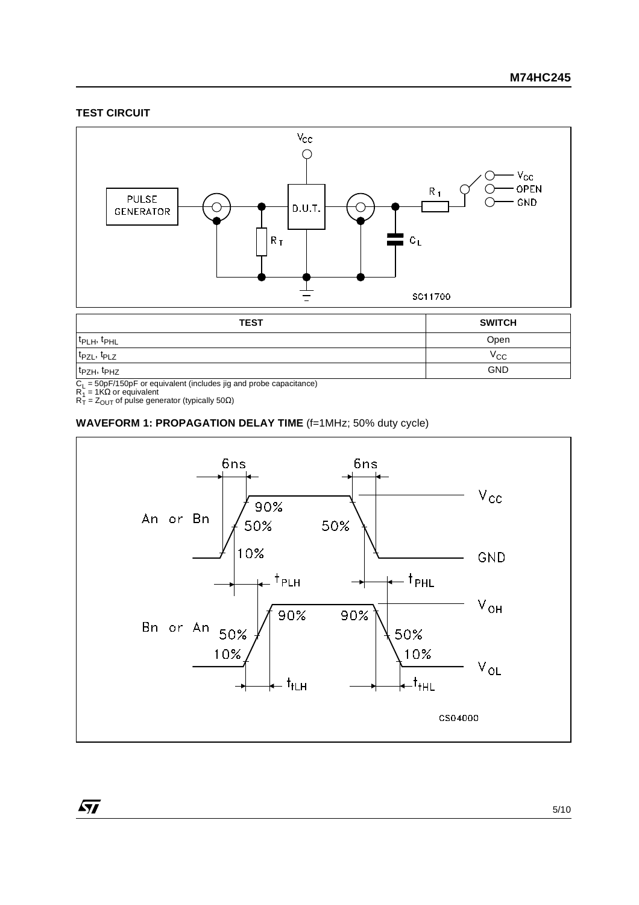## TEST CIRCUIT

| TEST | SWITCH |
| --- | --- |
| $t_{PLH}$, $t_{PHL}$ | Open |
| $t_{PZL}$, $t_{PLZ}$ | $V_{CC}$ |
| $t_{PZH}$, $t_{PHZ}$ | GND |

$C_L$ = 50pF/150pF or equivalent (includes jig and probe capacitance)
$R_1$ = 1KΩ or equivalent
$R_T$ = $Z_{OUT}$ of pulse generator (typically 50Ω)

## WAVEFORM 1: PROPAGATION DELAY TIME (f=1MHz; 50% duty cycle)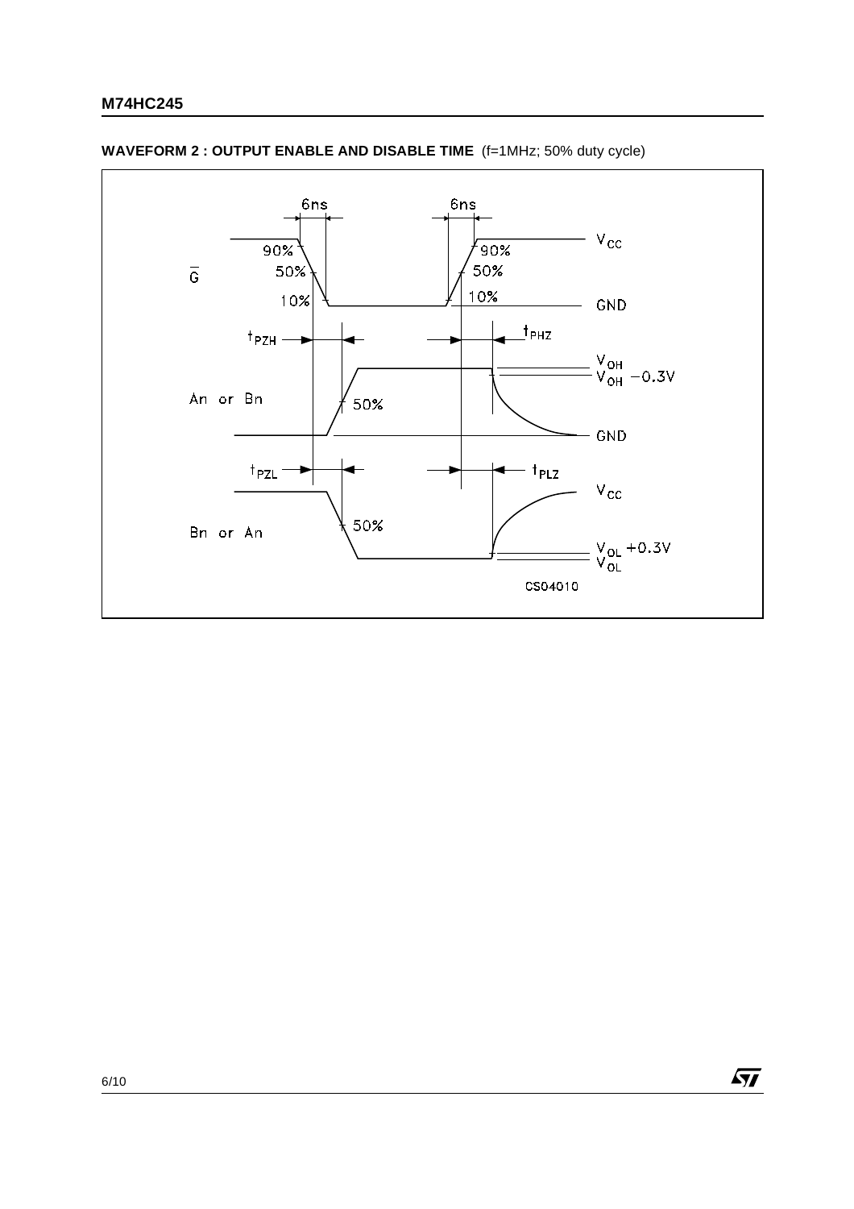**WAVEFORM 2 : OUTPUT ENABLE AND DISABLE TIME** (f=1MHz; 50% duty cycle)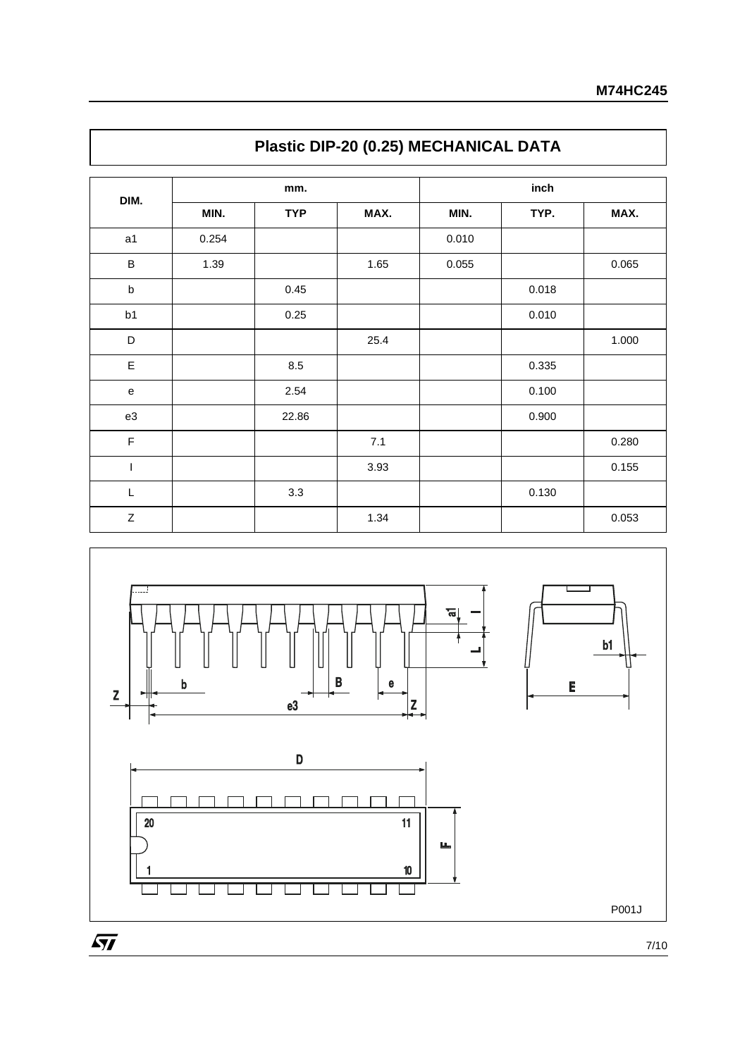## Plastic DIP-20 (0.25) MECHANICAL DATA

| DIM. | mm. | | | inch | | |
|---|---|---|---|---|---|---|
| | MIN. | TYP | MAX. | MIN. | TYP. | MAX. |
| a1 | 0.254 | | | 0.010 | | |
| B | 1.39 | | 1.65 | 0.055 | | 0.065 |
| b | | 0.45 | | | 0.018 | |
| b1 | | 0.25 | | | 0.010 | |
| D | | | 25.4 | | | 1.000 |
| E | | 8.5 | | | 0.335 | |
| e | | 2.54 | | | 0.100 | |
| e3 | | 22.86 | | | 0.900 | |
| F | | | 7.1 | | | 0.280 |
| I | | | 3.93 | | | 0.155 |
| L | | 3.3 | | | 0.130 | |
| Z | | | 1.34 | | | 0.053 |

P001J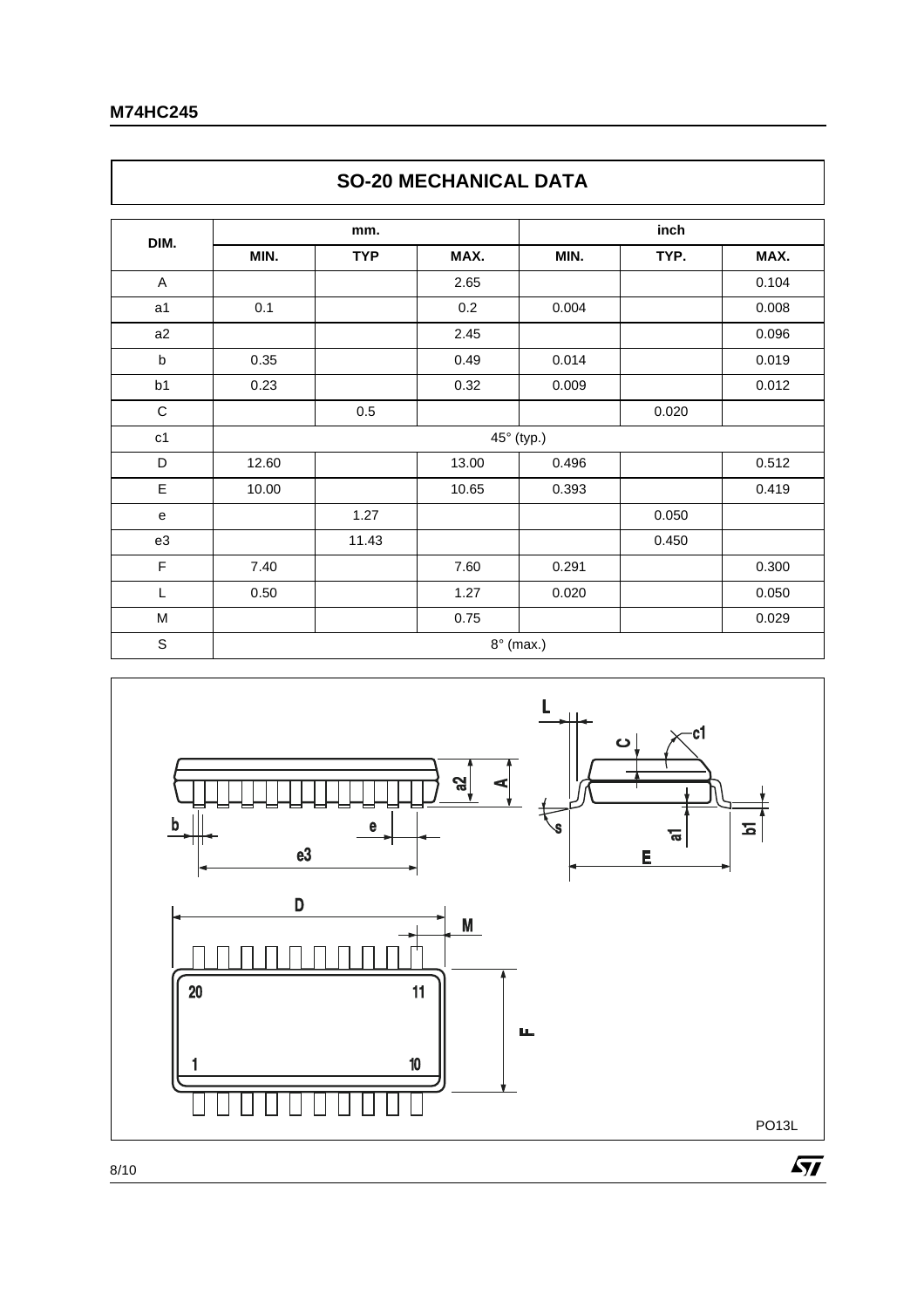## SO-20 MECHANICAL DATA

| DIM. | mm. | | | inch | | |
|---|---|---|---|---|---|---|
| | MIN. | TYP | MAX. | MIN. | TYP. | MAX. |
| A | | | 2.65 | | | 0.104 |
| a1 | 0.1 | | 0.2 | 0.004 | | 0.008 |
| a2 | | | 2.45 | | | 0.096 |
| b | 0.35 | | 0.49 | 0.014 | | 0.019 |
| b1 | 0.23 | | 0.32 | 0.009 | | 0.012 |
| C | | 0.5 | | | 0.020 | |
| c1 | 45° (typ.) | | | | | |
| D | 12.60 | | 13.00 | 0.496 | | 0.512 |
| E | 10.00 | | 10.65 | 0.393 | | 0.419 |
| e | | 1.27 | | | 0.050 | |
| e3 | | 11.43 | | | 0.450 | |
| F | 7.40 | | 7.60 | 0.291 | | 0.300 |
| L | 0.50 | | 1.27 | 0.020 | | 0.050 |
| M | | | 0.75 | | | 0.029 |
| S | 8° (max.) | | | | | |

PO13L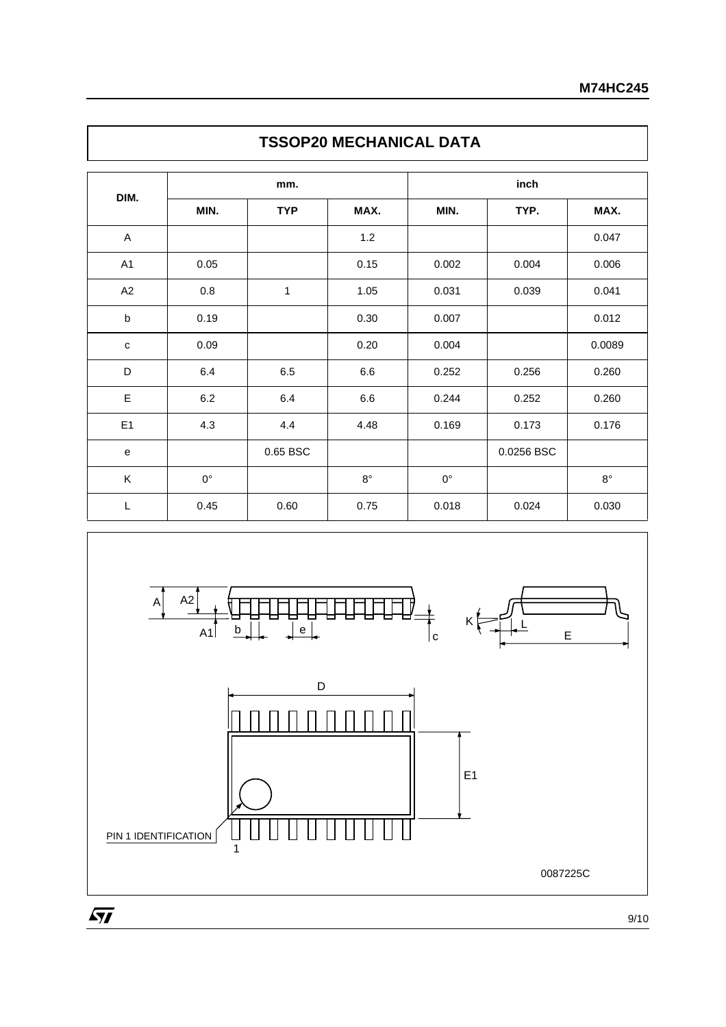## TSSOP20 MECHANICAL DATA

| DIM. | mm. | | | inch | | |
|---|---|---|---|---|---|---|
| | MIN. | TYP | MAX. | MIN. | TYP. | MAX. |
| A | | | 1.2 | | | 0.047 |
| A1 | 0.05 | | 0.15 | 0.002 | 0.004 | 0.006 |
| A2 | 0.8 | 1 | 1.05 | 0.031 | 0.039 | 0.041 |
| b | 0.19 | | 0.30 | 0.007 | | 0.012 |
| c | 0.09 | | 0.20 | 0.004 | | 0.0089 |
| D | 6.4 | 6.5 | 6.6 | 0.252 | 0.256 | 0.260 |
| E | 6.2 | 6.4 | 6.6 | 0.244 | 0.252 | 0.260 |
| E1 | 4.3 | 4.4 | 4.48 | 0.169 | 0.173 | 0.176 |
| e | | 0.65 BSC | | | 0.0256 BSC | |
| K | 0° | | 8° | 0° | | 8° |
| L | 0.45 | 0.60 | 0.75 | 0.018 | 0.024 | 0.030 |

0087225C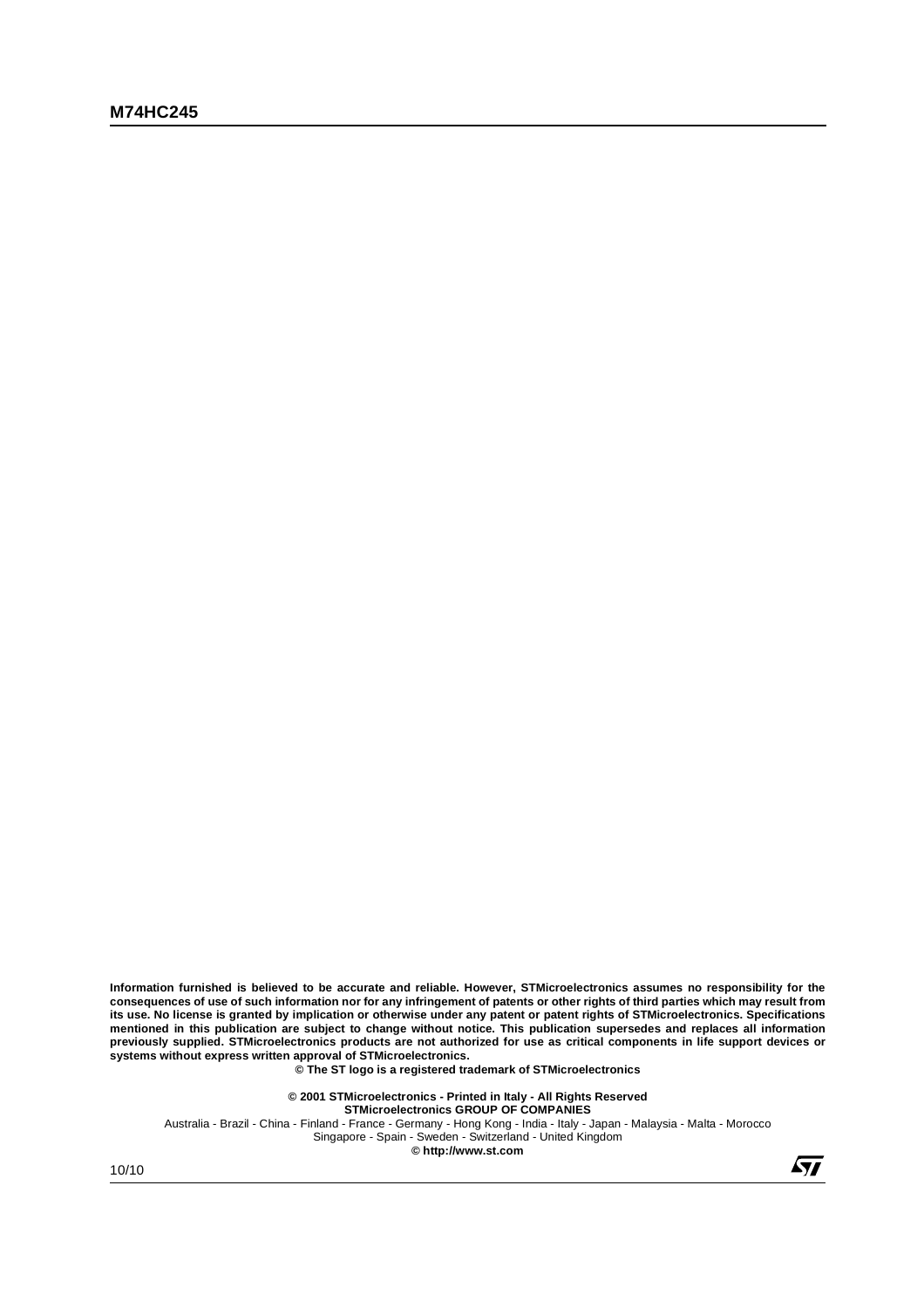**Information furnished is believed to be accurate and reliable. However, STMicroelectronics assumes no responsibility for the consequences of use of such information nor for any infringement of patents or other rights of third parties which may result from its use. No license is granted by implication or otherwise under any patent or patent rights of STMicroelectronics. Specifications mentioned in this publication are subject to change without notice. This publication supersedes and replaces all information previously supplied. STMicroelectronics products are not authorized for use as critical components in life support devices or systems without express written approval of STMicroelectronics.**

**© The ST logo is a registered trademark of STMicroelectronics**

**© 2001 STMicroelectronics - Printed in Italy - All Rights Reserved**
**STMicroelectronics GROUP OF COMPANIES**

Australia - Brazil - China - Finland - France - Germany - Hong Kong - India - Italy - Japan - Malaysia - Malta - Morocco
Singapore - Spain - Sweden - Switzerland - United Kingdom

**© http://www.st.com**